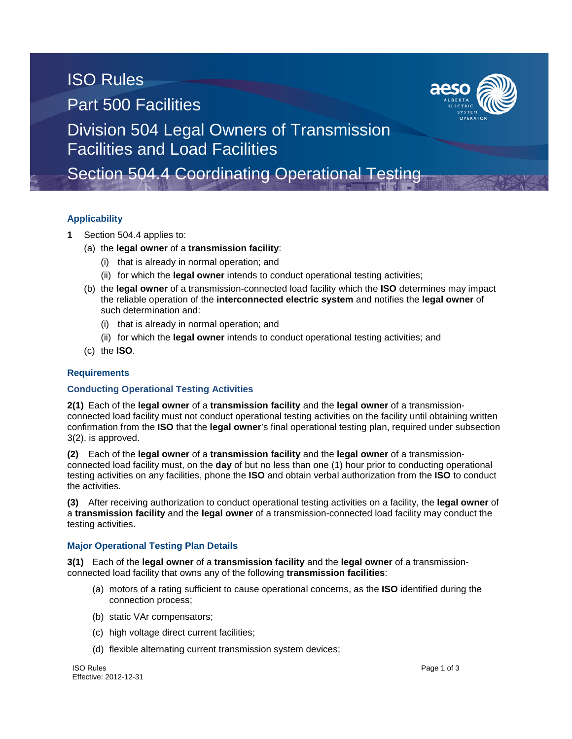# ISO Rules

## Part 500 Facilities

## Division 504 Legal Owners of Transmission Facilities and Load Facilities

## Section 504.4 Coordinating Operational Testing

### Applicability

**1** Section 504.4 applies to:

(a) the **legal owner** of a **transmission facility**:

  (i) that is already in normal operation; and

  (ii) for which the **legal owner** intends to conduct operational testing activities;

(b) the **legal owner** of a transmission-connected load facility which the **ISO** determines may impact the reliable operation of the **interconnected electric system** and notifies the **legal owner** of such determination and:

  (i) that is already in normal operation; and

  (ii) for which the **legal owner** intends to conduct operational testing activities; and

(c) the **ISO**.

### Requirements

#### Conducting Operational Testing Activities

**2(1)** Each of the **legal owner** of a **transmission facility** and the **legal owner** of a transmission-connected load facility must not conduct operational testing activities on the facility until obtaining written confirmation from the **ISO** that the **legal owner**'s final operational testing plan, required under subsection 3(2), is approved.

**(2)** Each of the **legal owner** of a **transmission facility** and the **legal owner** of a transmission-connected load facility must, on the **day** of but no less than one (1) hour prior to conducting operational testing activities on any facilities, phone the **ISO** and obtain verbal authorization from the **ISO** to conduct the activities.

**(3)** After receiving authorization to conduct operational testing activities on a facility, the **legal owner** of a **transmission facility** and the **legal owner** of a transmission-connected load facility may conduct the testing activities.

#### Major Operational Testing Plan Details

**3(1)** Each of the **legal owner** of a **transmission facility** and the **legal owner** of a transmission-connected load facility that owns any of the following **transmission facilities**:

(a) motors of a rating sufficient to cause operational concerns, as the **ISO** identified during the connection process;

(b) static VAr compensators;

(c) high voltage direct current facilities;

(d) flexible alternating current transmission system devices;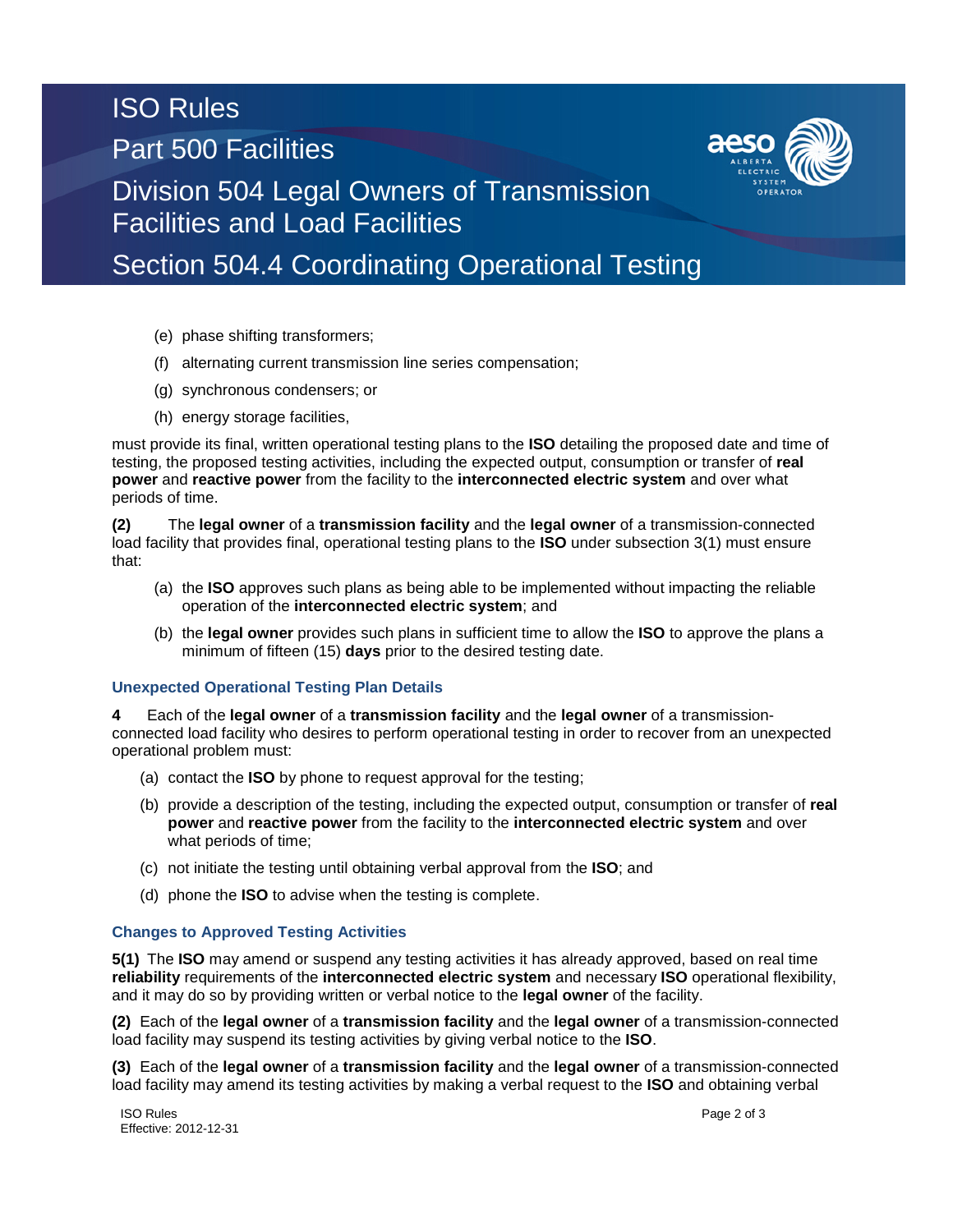(e) phase shifting transformers;

(f) alternating current transmission line series compensation;

(g) synchronous condensers; or

(h) energy storage facilities,

must provide its final, written operational testing plans to the **ISO** detailing the proposed date and time of testing, the proposed testing activities, including the expected output, consumption or transfer of **real power** and **reactive power** from the facility to the **interconnected electric system** and over what periods of time.

**(2)** The **legal owner** of a **transmission facility** and the **legal owner** of a transmission-connected load facility that provides final, operational testing plans to the **ISO** under subsection 3(1) must ensure that:

(a) the **ISO** approves such plans as being able to be implemented without impacting the reliable operation of the **interconnected electric system**; and

(b) the **legal owner** provides such plans in sufficient time to allow the **ISO** to approve the plans a minimum of fifteen (15) **days** prior to the desired testing date.

### Unexpected Operational Testing Plan Details

**4** Each of the **legal owner** of a **transmission facility** and the **legal owner** of a transmission-connected load facility who desires to perform operational testing in order to recover from an unexpected operational problem must:

(a) contact the **ISO** by phone to request approval for the testing;

(b) provide a description of the testing, including the expected output, consumption or transfer of **real power** and **reactive power** from the facility to the **interconnected electric system** and over what periods of time;

(c) not initiate the testing until obtaining verbal approval from the **ISO**; and

(d) phone the **ISO** to advise when the testing is complete.

### Changes to Approved Testing Activities

**5(1)** The **ISO** may amend or suspend any testing activities it has already approved, based on real time **reliability** requirements of the **interconnected electric system** and necessary **ISO** operational flexibility, and it may do so by providing written or verbal notice to the **legal owner** of the facility.

**(2)** Each of the **legal owner** of a **transmission facility** and the **legal owner** of a transmission-connected load facility may suspend its testing activities by giving verbal notice to the **ISO**.

**(3)** Each of the **legal owner** of a **transmission facility** and the **legal owner** of a transmission-connected load facility may amend its testing activities by making a verbal request to the **ISO** and obtaining verbal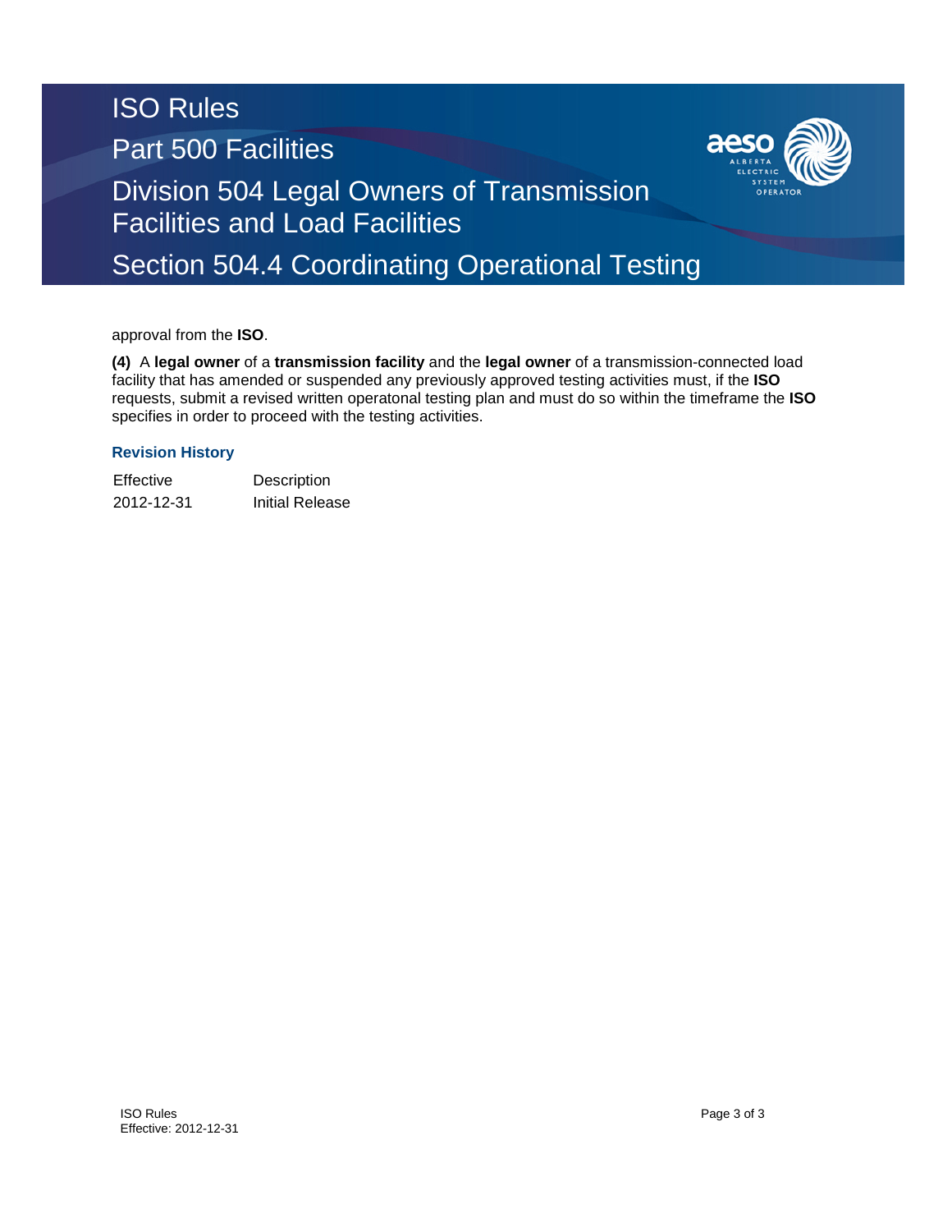approval from the **ISO**.

**(4)** A **legal owner** of a **transmission facility** and the **legal owner** of a transmission-connected load facility that has amended or suspended any previously approved testing activities must, if the **ISO** requests, submit a revised written operatonal testing plan and must do so within the timeframe the **ISO** specifies in order to proceed with the testing activities.

### Revision History

| Effective | Description |
|---|---|
| 2012-12-31 | Initial Release |